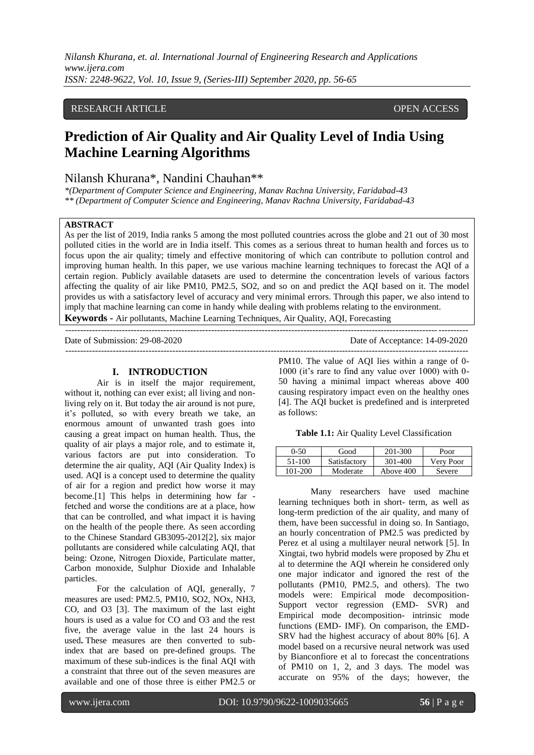RESEARCH ARTICLE OPEN ACCESS

# Prediction of Air Quality and Air Quality Level of India Using Machine Learning Algorithms

Nilansh Khurana*, Nandini Chauhan**

*(Department of Computer Science and Engineering, Manav Rachna University, Faridabad-43*
*** (Department of Computer Science and Engineering, Manav Rachna University, Faridabad-43*

**ABSTRACT**

As per the list of 2019, India ranks 5 among the most polluted countries across the globe and 21 out of 30 most polluted cities in the world are in India itself. This comes as a serious threat to human health and forces us to focus upon the air quality; timely and effective monitoring of which can contribute to pollution control and improving human health. In this paper, we use various machine learning techniques to forecast the AQI of a certain region. Publicly available datasets are used to determine the concentration levels of various factors affecting the quality of air like PM10, PM2.5, SO2, and so on and predict the AQI based on it. The model provides us with a satisfactory level of accuracy and very minimal errors. Through this paper, we also intend to imply that machine learning can come in handy while dealing with problems relating to the environment.

**Keywords -** Air pollutants, Machine Learning Techniques, Air Quality, AQI, Forecasting

Date of Submission: 29-08-2020 Date of Acceptance: 14-09-2020

## I. INTRODUCTION

Air is in itself the major requirement, without it, nothing can ever exist; all living and non-living rely on it. But today the air around is not pure, it's polluted, so with every breath we take, an enormous amount of unwanted trash goes into causing a great impact on human health. Thus, the quality of air plays a major role, and to estimate it, various factors are put into consideration. To determine the air quality, AQI (Air Quality Index) is used. AQI is a concept used to determine the quality of air for a region and predict how worse it may become.[1] This helps in determining how far -fetched and worse the conditions are at a place, how that can be controlled, and what impact it is having on the health of the people there. As seen according to the Chinese Standard GB3095-2012[2], six major pollutants are considered while calculating AQI, that being: Ozone, Nitrogen Dioxide, Particulate matter, Carbon monoxide, Sulphur Dioxide and Inhalable particles.

For the calculation of AQI, generally, 7 measures are used: PM2.5, PM10, SO2, NOx, NH3, CO, and O3 [3]. The maximum of the last eight hours is used as a value for CO and O3 and the rest five, the average value in the last 24 hours is used**.** These measures are then converted to sub-index that are based on pre-defined groups. The maximum of these sub-indices is the final AQI with a constraint that three out of the seven measures are available and one of those three is either PM2.5 or PM10. The value of AQI lies within a range of 0-1000 (it's rare to find any value over 1000) with 0-50 having a minimal impact whereas above 400 causing respiratory impact even on the healthy ones [4]. The AQI bucket is predefined and is interpreted as follows:

**Table 1.1:** Air Quality Level Classification

| 0-50 | Good | 201-300 | Poor |
|---|---|---|---|
| 51-100 | Satisfactory | 301-400 | Very Poor |
| 101-200 | Moderate | Above 400 | Severe |

Many researchers have used machine learning techniques both in short- term, as well as long-term prediction of the air quality, and many of them, have been successful in doing so. In Santiago, an hourly concentration of PM2.5 was predicted by Perez et al using a multilayer neural network [5]. In Xingtai, two hybrid models were proposed by Zhu et al to determine the AQI wherein he considered only one major indicator and ignored the rest of the pollutants (PM10, PM2.5, and others). The two models were: Empirical mode decomposition- Support vector regression (EMD- SVR) and Empirical mode decomposition- intrinsic mode functions (EMD- IMF). On comparison, the EMD-SRV had the highest accuracy of about 80% [6]. A model based on a recursive neural network was used by Bianconfiore et al to forecast the concentrations of PM10 on 1, 2, and 3 days. The model was accurate on 95% of the days; however, the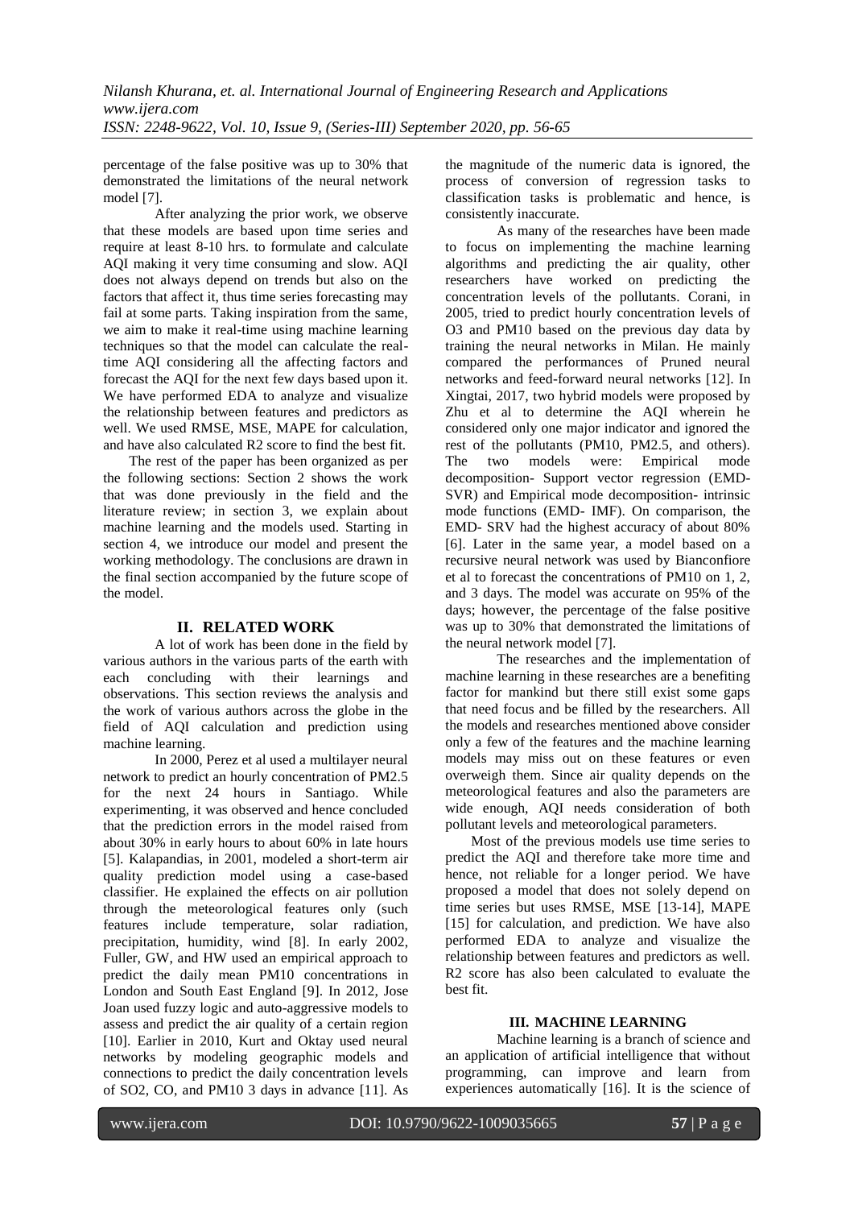percentage of the false positive was up to 30% that demonstrated the limitations of the neural network model [7].

After analyzing the prior work, we observe that these models are based upon time series and require at least 8-10 hrs. to formulate and calculate AQI making it very time consuming and slow. AQI does not always depend on trends but also on the factors that affect it, thus time series forecasting may fail at some parts. Taking inspiration from the same, we aim to make it real-time using machine learning techniques so that the model can calculate the real-time AQI considering all the affecting factors and forecast the AQI for the next few days based upon it. We have performed EDA to analyze and visualize the relationship between features and predictors as well. We used RMSE, MSE, MAPE for calculation, and have also calculated R2 score to find the best fit.

The rest of the paper has been organized as per the following sections: Section 2 shows the work that was done previously in the field and the literature review; in section 3, we explain about machine learning and the models used. Starting in section 4, we introduce our model and present the working methodology. The conclusions are drawn in the final section accompanied by the future scope of the model.

## II. RELATED WORK

A lot of work has been done in the field by various authors in the various parts of the earth with each concluding with their learnings and observations. This section reviews the analysis and the work of various authors across the globe in the field of AQI calculation and prediction using machine learning.

In 2000, Perez et al used a multilayer neural network to predict an hourly concentration of PM2.5 for the next 24 hours in Santiago. While experimenting, it was observed and hence concluded that the prediction errors in the model raised from about 30% in early hours to about 60% in late hours [5]. Kalapandias, in 2001, modeled a short-term air quality prediction model using a case-based classifier. He explained the effects on air pollution through the meteorological features only (such features include temperature, solar radiation, precipitation, humidity, wind [8]. In early 2002, Fuller, GW, and HW used an empirical approach to predict the daily mean PM10 concentrations in London and South East England [9]. In 2012, Jose Joan used fuzzy logic and auto-aggressive models to assess and predict the air quality of a certain region [10]. Earlier in 2010, Kurt and Oktay used neural networks by modeling geographic models and connections to predict the daily concentration levels of $SO_2$, CO, and PM10 3 days in advance [11]. As the magnitude of the numeric data is ignored, the process of conversion of regression tasks to classification tasks is problematic and hence, is consistently inaccurate.

As many of the researches have been made to focus on implementing the machine learning algorithms and predicting the air quality, other researchers have worked on predicting the concentration levels of the pollutants. Corani, in 2005, tried to predict hourly concentration levels of $O_3$ and PM10 based on the previous day data by training the neural networks in Milan. He mainly compared the performances of Pruned neural networks and feed-forward neural networks [12]. In Xingtai, 2017, two hybrid models were proposed by Zhu et al to determine the AQI wherein he considered only one major indicator and ignored the rest of the pollutants (PM10, PM2.5, and others). The two models were: Empirical mode decomposition- Support vector regression (EMD-SVR) and Empirical mode decomposition- intrinsic mode functions (EMD- IMF). On comparison, the EMD- SRV had the highest accuracy of about 80% [6]. Later in the same year, a model based on a recursive neural network was used by Bianconfiore et al to forecast the concentrations of PM10 on 1, 2, and 3 days. The model was accurate on 95% of the days; however, the percentage of the false positive was up to 30% that demonstrated the limitations of the neural network model [7].

The researches and the implementation of machine learning in these researches are a benefiting factor for mankind but there still exist some gaps that need focus and be filled by the researchers. All the models and researches mentioned above consider only a few of the features and the machine learning models may miss out on these features or even overweigh them. Since air quality depends on the meteorological features and also the parameters are wide enough, AQI needs consideration of both pollutant levels and meteorological parameters.

Most of the previous models use time series to predict the AQI and therefore take more time and hence, not reliable for a longer period. We have proposed a model that does not solely depend on time series but uses RMSE, MSE [13-14], MAPE [15] for calculation, and prediction. We have also performed EDA to analyze and visualize the relationship between features and predictors as well. R2 score has also been calculated to evaluate the best fit.

## III. MACHINE LEARNING

Machine learning is a branch of science and an application of artificial intelligence that without programming, can improve and learn from experiences automatically [16]. It is the science of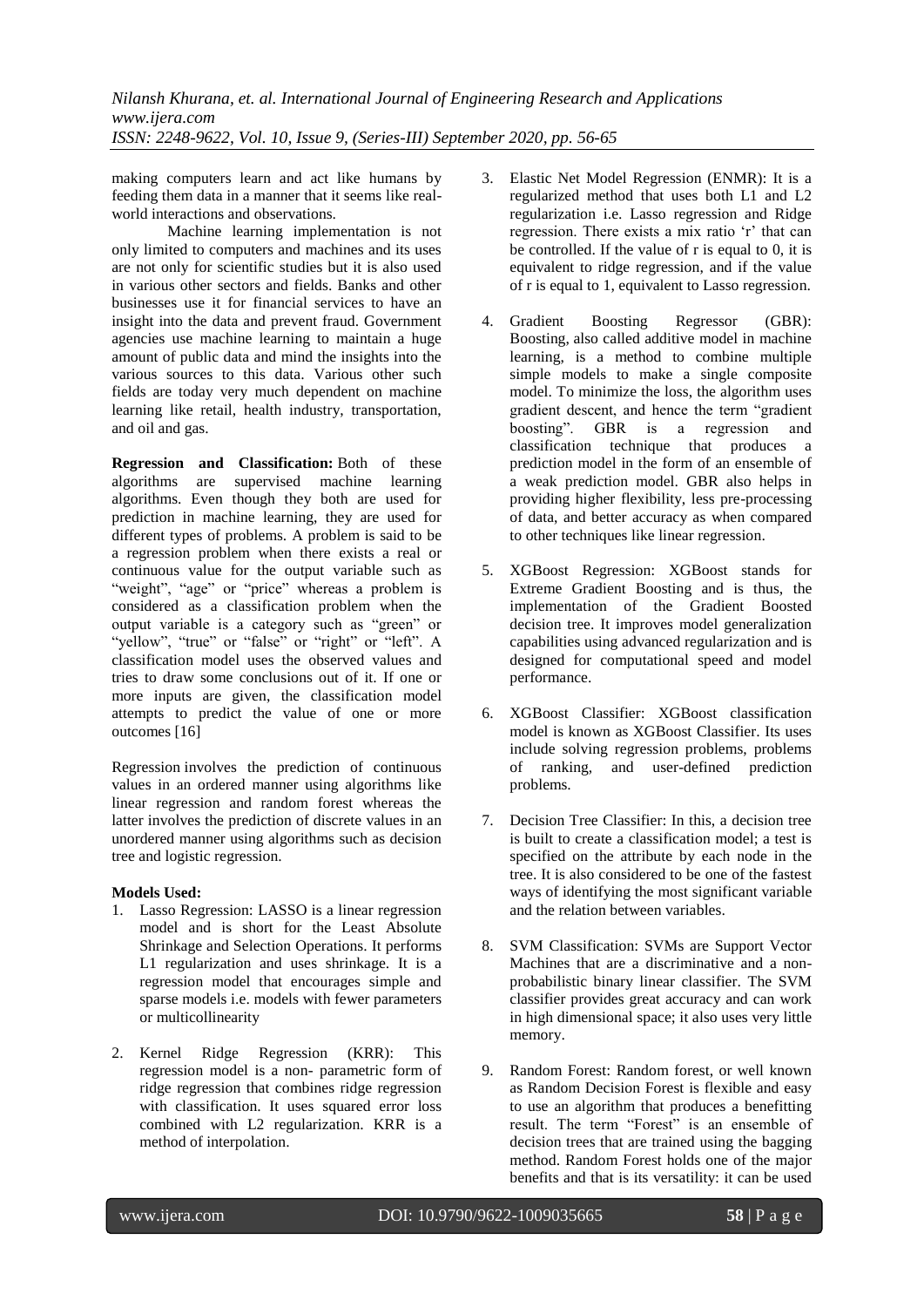making computers learn and act like humans by feeding them data in a manner that it seems like real-world interactions and observations.

Machine learning implementation is not only limited to computers and machines and its uses are not only for scientific studies but it is also used in various other sectors and fields. Banks and other businesses use it for financial services to have an insight into the data and prevent fraud. Government agencies use machine learning to maintain a huge amount of public data and mind the insights into the various sources to this data. Various other such fields are today very much dependent on machine learning like retail, health industry, transportation, and oil and gas.

**Regression and Classification:** Both of these algorithms are supervised machine learning algorithms. Even though they both are used for prediction in machine learning, they are used for different types of problems. A problem is said to be a regression problem when there exists a real or continuous value for the output variable such as "weight", "age" or "price" whereas a problem is considered as a classification problem when the output variable is a category such as "green" or "yellow", "true" or "false" or "right" or "left". A classification model uses the observed values and tries to draw some conclusions out of it. If one or more inputs are given, the classification model attempts to predict the value of one or more outcomes [16]

Regression involves the prediction of continuous values in an ordered manner using algorithms like linear regression and random forest whereas the latter involves the prediction of discrete values in an unordered manner using algorithms such as decision tree and logistic regression.

**Models Used:**

1. Lasso Regression: LASSO is a linear regression model and is short for the Least Absolute Shrinkage and Selection Operations. It performs L1 regularization and uses shrinkage. It is a regression model that encourages simple and sparse models i.e. models with fewer parameters or multicollinearity
2. Kernel Ridge Regression (KRR): This regression model is a non- parametric form of ridge regression that combines ridge regression with classification. It uses squared error loss combined with L2 regularization. KRR is a method of interpolation.
3. Elastic Net Model Regression (ENMR): It is a regularized method that uses both L1 and L2 regularization i.e. Lasso regression and Ridge regression. There exists a mix ratio 'r' that can be controlled. If the value of r is equal to 0, it is equivalent to ridge regression, and if the value of r is equal to 1, equivalent to Lasso regression.
4. Gradient Boosting Regressor (GBR): Boosting, also called additive model in machine learning, is a method to combine multiple simple models to make a single composite model. To minimize the loss, the algorithm uses gradient descent, and hence the term "gradient boosting". GBR is a regression and classification technique that produces a prediction model in the form of an ensemble of a weak prediction model. GBR also helps in providing higher flexibility, less pre-processing of data, and better accuracy as when compared to other techniques like linear regression.
5. XGBoost Regression: XGBoost stands for Extreme Gradient Boosting and is thus, the implementation of the Gradient Boosted decision tree. It improves model generalization capabilities using advanced regularization and is designed for computational speed and model performance.
6. XGBoost Classifier: XGBoost classification model is known as XGBoost Classifier. Its uses include solving regression problems, problems of ranking, and user-defined prediction problems.
7. Decision Tree Classifier: In this, a decision tree is built to create a classification model; a test is specified on the attribute by each node in the tree. It is also considered to be one of the fastest ways of identifying the most significant variable and the relation between variables.
8. SVM Classification: SVMs are Support Vector Machines that are a discriminative and a non-probabilistic binary linear classifier. The SVM classifier provides great accuracy and can work in high dimensional space; it also uses very little memory.
9. Random Forest: Random forest, or well known as Random Decision Forest is flexible and easy to use an algorithm that produces a benefitting result. The term "Forest" is an ensemble of decision trees that are trained using the bagging method. Random Forest holds one of the major benefits and that is its versatility: it can be used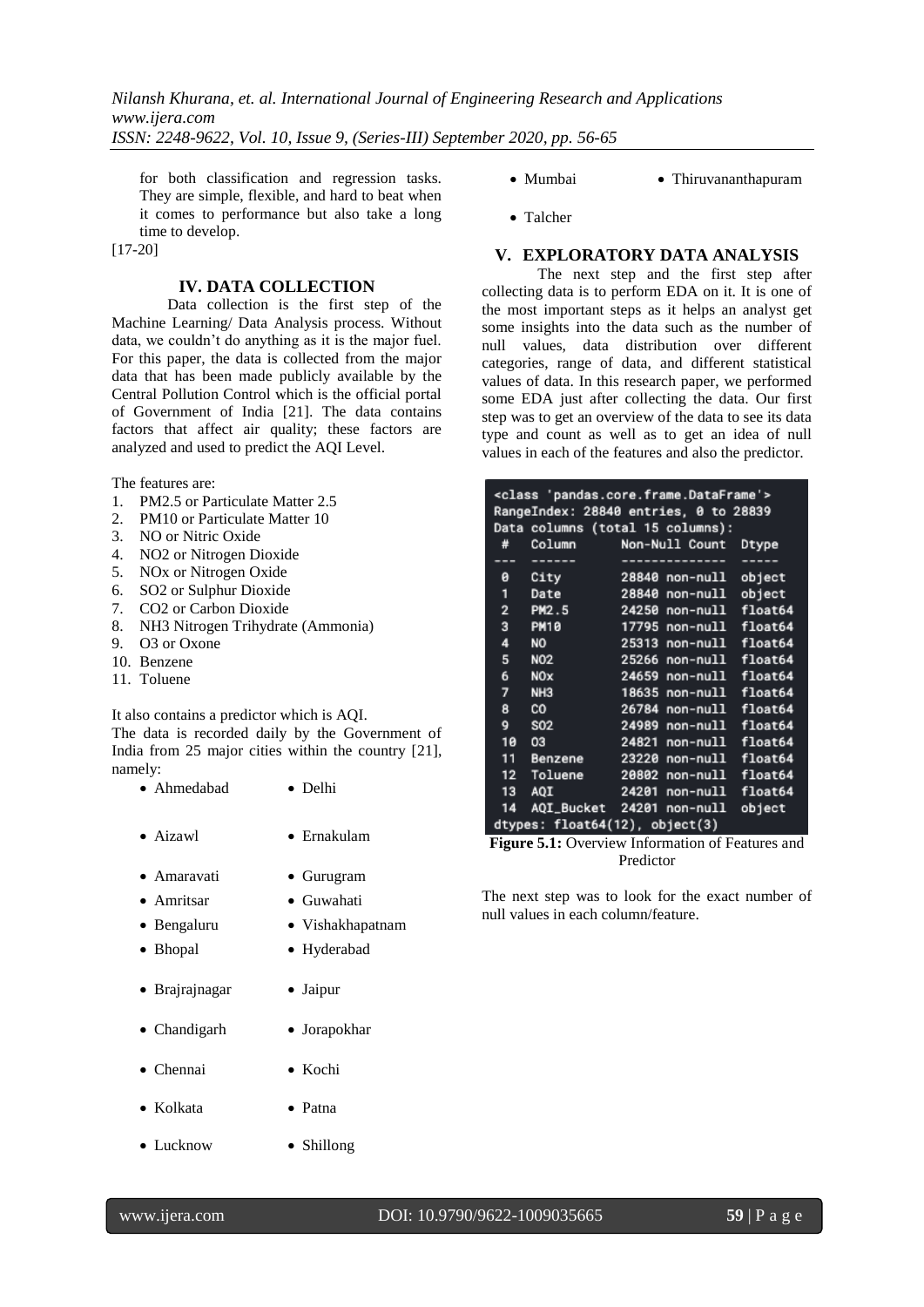for both classification and regression tasks. They are simple, flexible, and hard to beat when it comes to performance but also take a long time to develop.

[17-20]

## IV. DATA COLLECTION

Data collection is the first step of the Machine Learning/ Data Analysis process. Without data, we couldn't do anything as it is the major fuel. For this paper, the data is collected from the major data that has been made publicly available by the Central Pollution Control which is the official portal of Government of India [21]. The data contains factors that affect air quality; these factors are analyzed and used to predict the AQI Level.

The features are:

1. PM2.5 or Particulate Matter 2.5
2. PM10 or Particulate Matter 10
3. NO or Nitric Oxide
4. NO2 or Nitrogen Dioxide
5. NOx or Nitrogen Oxide
6. SO2 or Sulphur Dioxide
7. CO2 or Carbon Dioxide
8. NH3 Nitrogen Trihydrate (Ammonia)
9. O3 or Oxone
10. Benzene
11. Toluene

It also contains a predictor which is AQI.

The data is recorded daily by the Government of India from 25 major cities within the country [21], namely:

- Ahmedabad
- Delhi
- Aizawl
- Ernakulam
- Amaravati
- Gurugram
- Amritsar
- Guwahati
- Bengaluru
- Vishakhapatnam
- Bhopal
- Hyderabad
- Brajrajnagar
- Jaipur
- Chandigarh
- Jorapokhar
- Chennai
- Kochi
- Kolkata
- Patna
- Lucknow
- Shillong
- Mumbai
- Thiruvananthapuram
- Talcher

## V. EXPLORATORY DATA ANALYSIS

The next step and the first step after collecting data is to perform EDA on it. It is one of the most important steps as it helps an analyst get some insights into the data such as the number of null values, data distribution over different categories, range of data, and different statistical values of data. In this research paper, we performed some EDA just after collecting the data. Our first step was to get an overview of the data to see its data type and count as well as to get an idea of null values in each of the features and also the predictor.

```
<class 'pandas.core.frame.DataFrame'>
RangeIndex: 28840 entries, 0 to 28839
Data columns (total 15 columns):
 #   Column      Non-Null Count  Dtype
---  ------      --------------  -----
 0   City        28840 non-null  object
 1   Date        28840 non-null  object
 2   PM2.5       24250 non-null  float64
 3   PM10        17795 non-null  float64
 4   NO          25313 non-null  float64
 5   NO2         25266 non-null  float64
 6   NOx         24659 non-null  float64
 7   NH3         18635 non-null  float64
 8   CO          26784 non-null  float64
 9   SO2         24989 non-null  float64
 10  O3          24821 non-null  float64
 11  Benzene     23220 non-null  float64
 12  Toluene     20802 non-null  float64
 13  AQI         24201 non-null  float64
 14  AQI_Bucket  24201 non-null  object
dtypes: float64(12), object(3)
```

**Figure 5.1:** Overview Information of Features and Predictor

The next step was to look for the exact number of null values in each column/feature.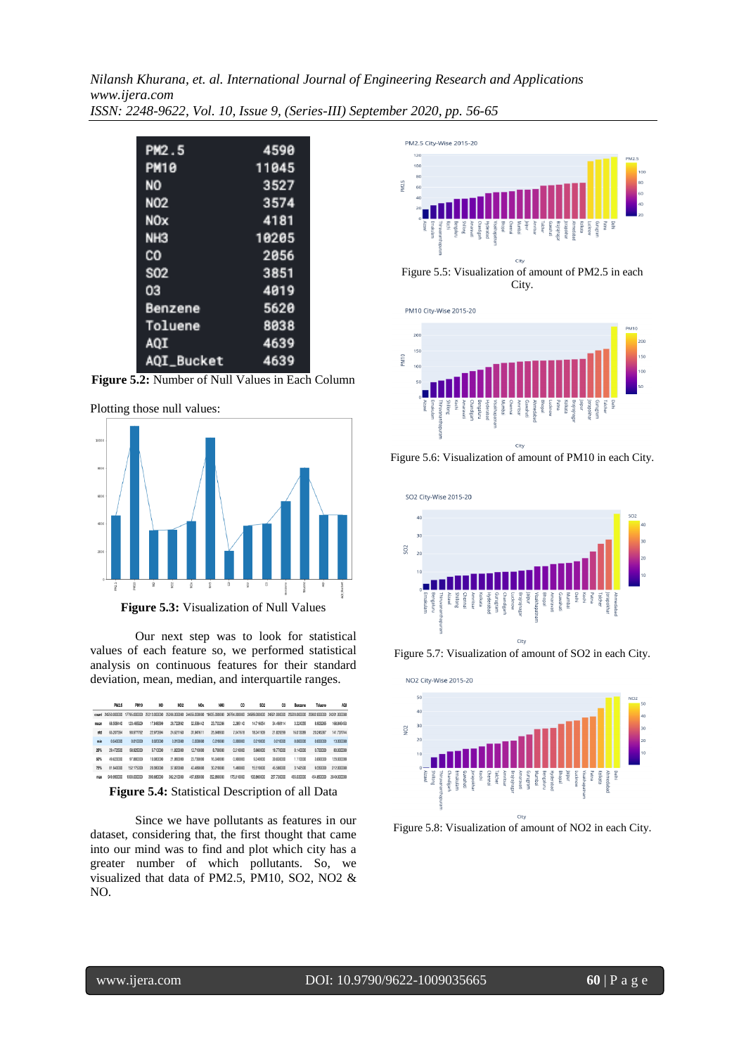| | |
|---|---|
| PM2.5 | 4598 |
| PM10 | 11045 |
| NO | 3527 |
| NO2 | 3574 |
| NOx | 4181 |
| NH3 | 10205 |
| CO | 2056 |
| SO2 | 3851 |
| O3 | 4019 |
| Benzene | 5620 |
| Toluene | 8038 |
| AQI | 4639 |
| AQI_Bucket | 4639 |

**Figure 5.2:** Number of Null Values in Each Column

Plotting those null values:

**Figure 5.3:** Visualization of Null Values

Our next step was to look for statistical values of each feature so, we performed statistical analysis on continuous features for their standard deviation, mean, median, and interquartile ranges.

**Figure 5.4:** Statistical Description of all Data

Since we have pollutants as features in our dataset, considering that, the first thought that came into our mind was to find and plot which city has a greater number of which pollutants. So, we visualized that data of PM2.5, PM10, SO2, NO2 & NO.

Figure 5.5: Visualization of amount of PM2.5 in each City.

Figure 5.6: Visualization of amount of PM10 in each City.

Figure 5.7: Visualization of amount of SO2 in each City.

Figure 5.8: Visualization of amount of NO2 in each City.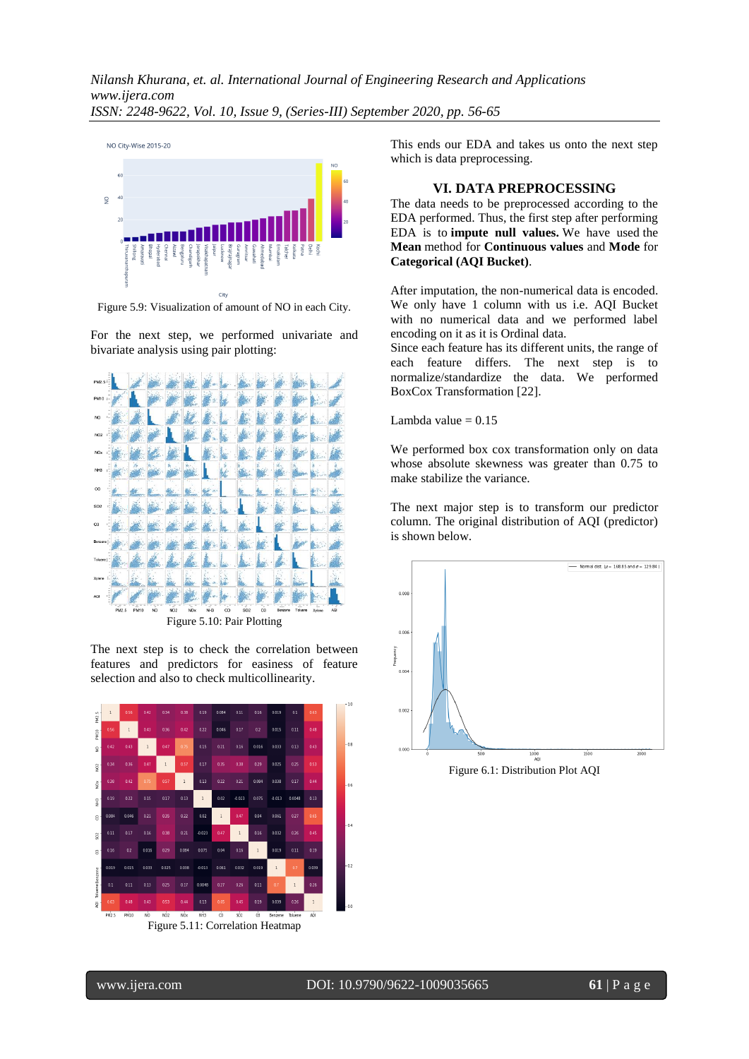Figure 5.9: Visualization of amount of NO in each City.

For the next step, we performed univariate and bivariate analysis using pair plotting:

Figure 5.10: Pair Plotting

The next step is to check the correlation between features and predictors for easiness of feature selection and also to check multicollinearity.

Figure 5.11: Correlation Heatmap

This ends our EDA and takes us onto the next step which is data preprocessing.

## VI. DATA PREPROCESSING

The data needs to be preprocessed according to the EDA performed. Thus, the first step after performing EDA is to **impute null values.** We have used the **Mean** method for **Continuous values** and **Mode** for **Categorical (AQI Bucket)**.

After imputation, the non-numerical data is encoded. We only have 1 column with us i.e. AQI Bucket with no numerical data and we performed label encoding on it as it is Ordinal data.

Since each feature has its different units, the range of each feature differs. The next step is to normalize/standardize the data. We performed BoxCox Transformation [22].

Lambda value = 0.15

We performed box cox transformation only on data whose absolute skewness was greater than 0.75 to make stabilize the variance.

The next major step is to transform our predictor column. The original distribution of AQI (predictor) is shown below.

Figure 6.1: Distribution Plot AQI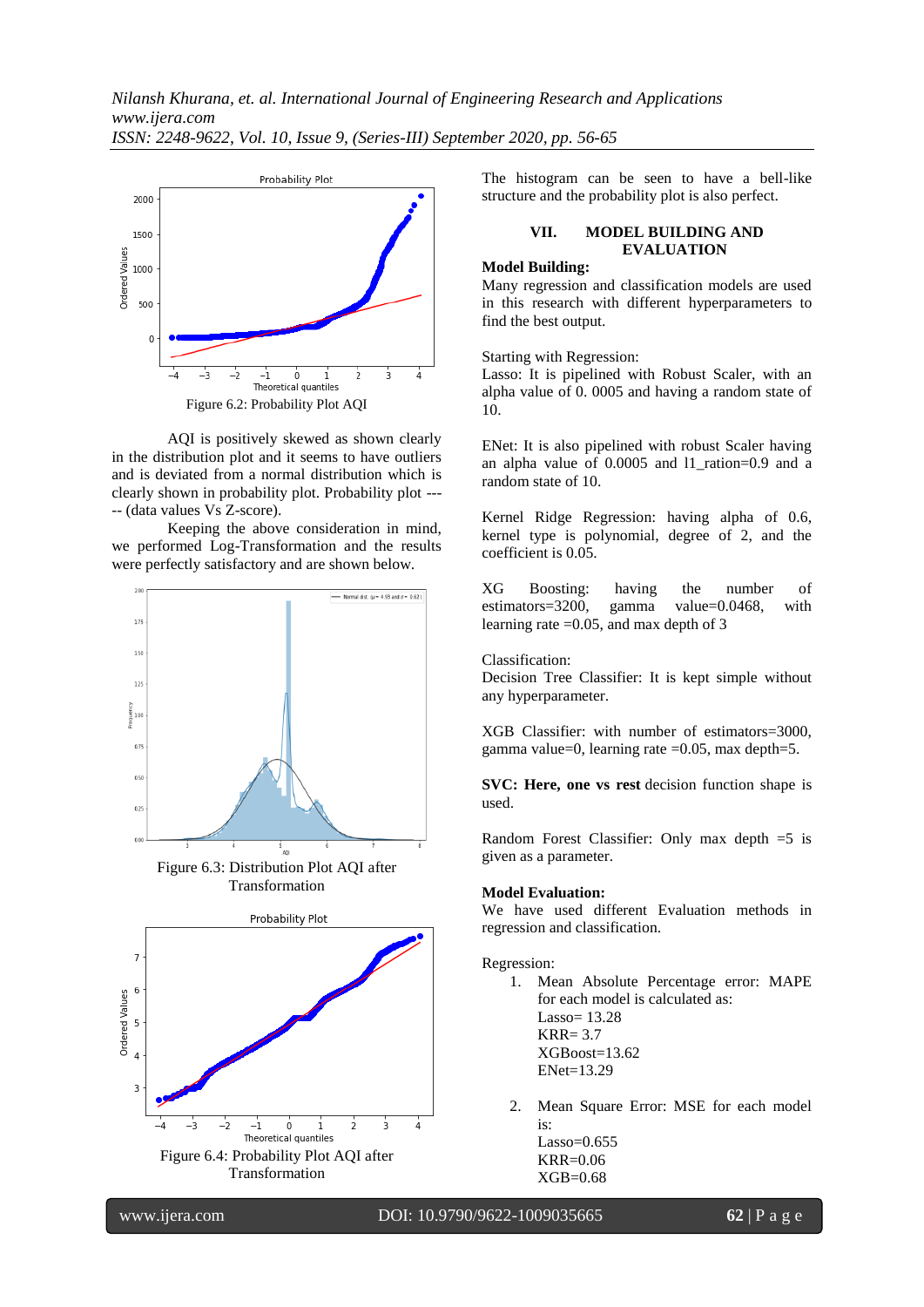Figure 6.2: Probability Plot AQI

AQI is positively skewed as shown clearly in the distribution plot and it seems to have outliers and is deviated from a normal distribution which is clearly shown in probability plot. Probability plot ----- (data values Vs Z-score).

Keeping the above consideration in mind, we performed Log-Transformation and the results were perfectly satisfactory and are shown below.

Figure 6.3: Distribution Plot AQI after Transformation

Figure 6.4: Probability Plot AQI after Transformation

The histogram can be seen to have a bell-like structure and the probability plot is also perfect.

## VII. MODEL BUILDING AND EVALUATION

**Model Building:**

Many regression and classification models are used in this research with different hyperparameters to find the best output.

Starting with Regression:

Lasso: It is pipelined with Robust Scaler, with an alpha value of 0. 0005 and having a random state of 10.

ENet: It is also pipelined with robust Scaler having an alpha value of 0.0005 and l1_ration=0.9 and a random state of 10.

Kernel Ridge Regression: having alpha of 0.6, kernel type is polynomial, degree of 2, and the coefficient is 0.05.

XG Boosting: having the number of estimators=3200, gamma value=0.0468, with learning rate =0.05, and max depth of 3

Classification:

Decision Tree Classifier: It is kept simple without any hyperparameter.

XGB Classifier: with number of estimators=3000, gamma value=0, learning rate =0.05, max depth=5.

**SVC: Here, one vs rest** decision function shape is used.

Random Forest Classifier: Only max depth =5 is given as a parameter.

**Model Evaluation:**

We have used different Evaluation methods in regression and classification.

Regression:

1. Mean Absolute Percentage error: MAPE for each model is calculated as:
   Lasso= 13.28
   KRR= 3.7
   XGBoost=13.62
   ENet=13.29

2. Mean Square Error: MSE for each model is:
   Lasso=0.655
   KRR=0.06
   XGB=0.68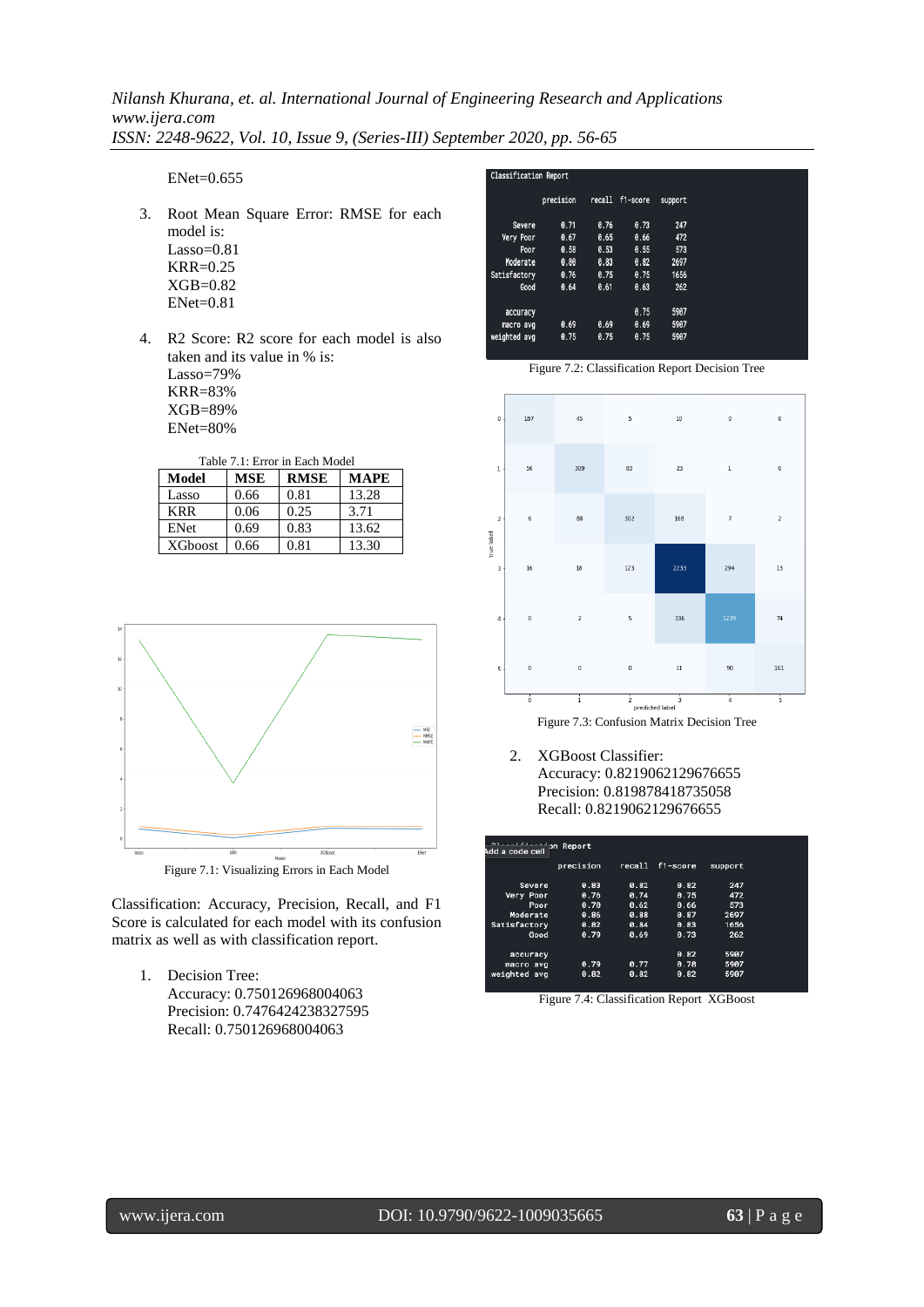ENet=0.655

3. Root Mean Square Error: RMSE for each model is:
   Lasso=0.81
   KRR=0.25
   XGB=0.82
   ENet=0.81

4. R2 Score: R2 score for each model is also taken and its value in % is:
   Lasso=79%
   KRR=83%
   XGB=89%
   ENet=80%

Table 7.1: Error in Each Model

| Model | MSE | RMSE | MAPE |
|---|---|---|---|
| Lasso | 0.66 | 0.81 | 13.28 |
| KRR | 0.06 | 0.25 | 3.71 |
| ENet | 0.69 | 0.83 | 13.62 |
| XGboost | 0.66 | 0.81 | 13.30 |

Figure 7.1: Visualizing Errors in Each Model

Classification: Accuracy, Precision, Recall, and F1 Score is calculated for each model with its confusion matrix as well as with classification report.

1. Decision Tree:
   Accuracy: 0.750126968004063
   Precision: 0.7476424238327595
   Recall: 0.750126968004063

Classification Report

| | precision | recall | f1-score | support |
|---|---|---|---|---|
| Severe | 0.71 | 0.76 | 0.73 | 247 |
| Very Poor | 0.67 | 0.65 | 0.66 | 472 |
| Poor | 0.58 | 0.53 | 0.55 | 573 |
| Moderate | 0.80 | 0.83 | 0.82 | 2697 |
| Satisfactory | 0.76 | 0.75 | 0.75 | 1656 |
| Good | 0.64 | 0.61 | 0.63 | 262 |
| accuracy | | | 0.75 | 5907 |
| macro avg | 0.69 | 0.69 | 0.69 | 5907 |
| weighted avg | 0.75 | 0.75 | 0.75 | 5907 |

Figure 7.2: Classification Report Decision Tree

| true label \ predicted label | 0 | 1 | 2 | 3 | 4 | 5 |
|---|---|---|---|---|---|---|
| 0 | 187 | 45 | 5 | 10 | 0 | 0 |
| 1 | 56 | 309 | 83 | 23 | 1 | 0 |
| 2 | 6 | 88 | 302 | 168 | 7 | 2 |
| 3 | 16 | 18 | 123 | 2233 | 294 | 13 |
| 4 | 0 | 2 | 5 | 336 | 1239 | 74 |
| 5 | 0 | 0 | 0 | 11 | 90 | 161 |

Figure 7.3: Confusion Matrix Decision Tree

2. XGBoost Classifier:
   Accuracy: 0.8219062129676655
   Precision: 0.819878418735058
   Recall: 0.8219062129676655

Classification Report

| | precision | recall | f1-score | support |
|---|---|---|---|---|
| Severe | 0.83 | 0.82 | 0.82 | 247 |
| Very Poor | 0.76 | 0.74 | 0.75 | 472 |
| Poor | 0.70 | 0.62 | 0.66 | 573 |
| Moderate | 0.86 | 0.88 | 0.87 | 2697 |
| Satisfactory | 0.82 | 0.84 | 0.83 | 1656 |
| Good | 0.79 | 0.69 | 0.73 | 262 |
| accuracy | | | 0.82 | 5907 |
| macro avg | 0.79 | 0.77 | 0.78 | 5907 |
| weighted avg | 0.82 | 0.82 | 0.82 | 5907 |

Figure 7.4: Classification Report XGBoost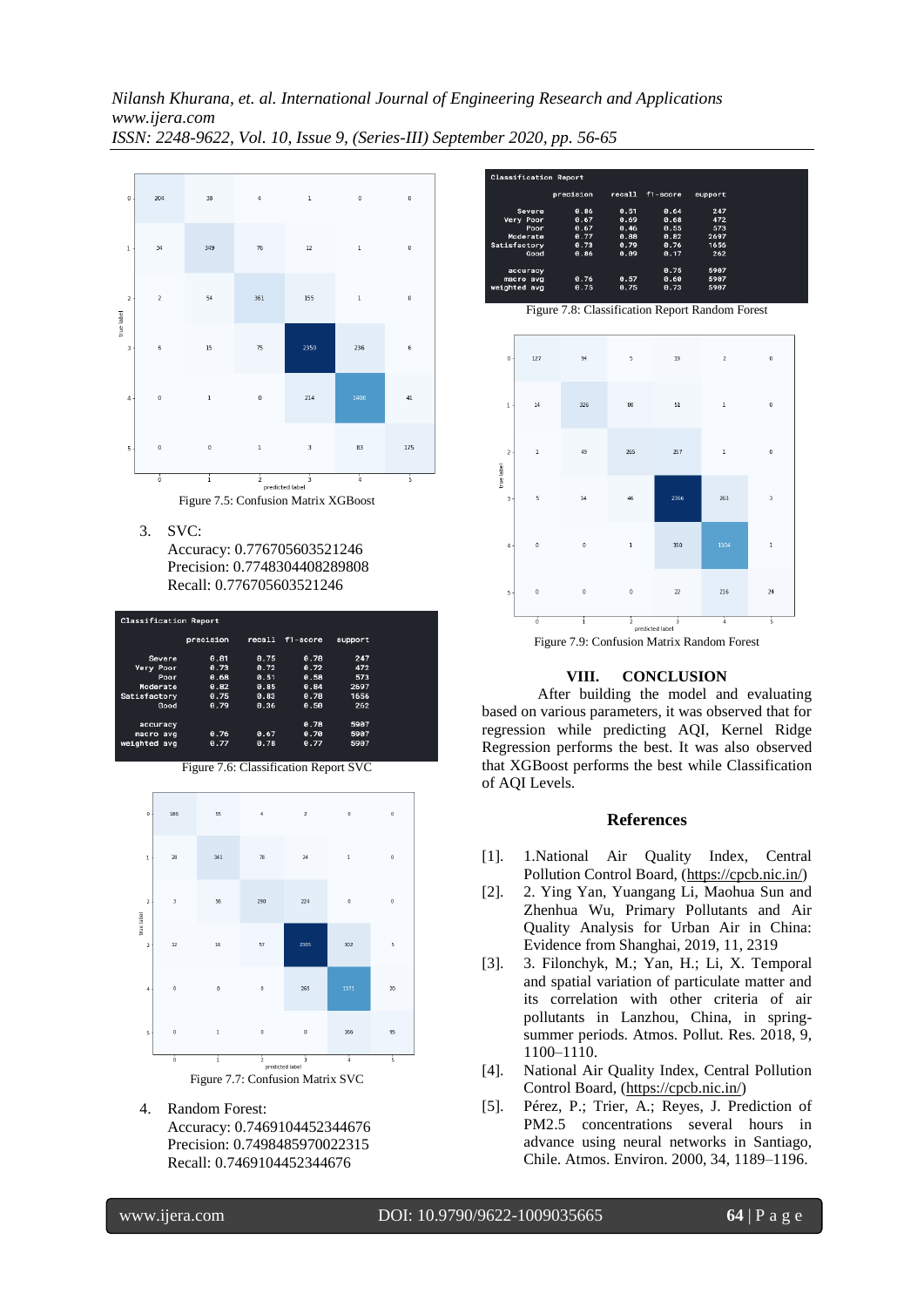Figure 7.5: Confusion Matrix XGBoost

3. SVC:
   Accuracy: 0.776705603521246
   Precision: 0.7748304408289808
   Recall: 0.776705603521246

| Classification Report | precision | recall | f1-score | support |
|---|---|---|---|---|
| Severe | 0.81 | 0.75 | 0.78 | 247 |
| Very Poor | 0.73 | 0.72 | 0.72 | 472 |
| Poor | 0.68 | 0.51 | 0.58 | 573 |
| Moderate | 0.82 | 0.85 | 0.84 | 2697 |
| Satisfactory | 0.75 | 0.83 | 0.78 | 1656 |
| Good | 0.79 | 0.36 | 0.50 | 262 |
| accuracy | | | 0.78 | 5907 |
| macro avg | 0.76 | 0.67 | 0.70 | 5907 |
| weighted avg | 0.77 | 0.78 | 0.77 | 5907 |

Figure 7.6: Classification Report SVC

Figure 7.7: Confusion Matrix SVC

4. Random Forest:
   Accuracy: 0.7469104452344676
   Precision: 0.7498485970022315
   Recall: 0.7469104452344676

| Classification Report | precision | recall | f1-score | support |
|---|---|---|---|---|
| Severe | 0.86 | 0.51 | 0.64 | 247 |
| Very Poor | 0.67 | 0.69 | 0.68 | 472 |
| Poor | 0.67 | 0.46 | 0.55 | 573 |
| Moderate | 0.77 | 0.88 | 0.82 | 2697 |
| Satisfactory | 0.73 | 0.79 | 0.76 | 1656 |
| Good | 0.86 | 0.09 | 0.17 | 262 |
| accuracy | | | 0.75 | 5907 |
| macro avg | 0.76 | 0.57 | 0.60 | 5907 |
| weighted avg | 0.75 | 0.75 | 0.73 | 5907 |

Figure 7.8: Classification Report Random Forest

Figure 7.9: Confusion Matrix Random Forest

## VIII. CONCLUSION

After building the model and evaluating based on various parameters, it was observed that for regression while predicting AQI, Kernel Ridge Regression performs the best. It was also observed that XGBoost performs the best while Classification of AQI Levels.

## References

[1]. 1.National Air Quality Index, Central Pollution Control Board, (https://cpcb.nic.in/)

[2]. 2. Ying Yan, Yuangang Li, Maohua Sun and Zhenhua Wu, Primary Pollutants and Air Quality Analysis for Urban Air in China: Evidence from Shanghai, 2019, 11, 2319

[3]. 3. Filonchyk, M.; Yan, H.; Li, X. Temporal and spatial variation of particulate matter and its correlation with other criteria of air pollutants in Lanzhou, China, in spring-summer periods. Atmos. Pollut. Res. 2018, 9, 1100–1110.

[4]. National Air Quality Index, Central Pollution Control Board, (https://cpcb.nic.in/)

[5]. Pérez, P.; Trier, A.; Reyes, J. Prediction of PM2.5 concentrations several hours in advance using neural networks in Santiago, Chile. Atmos. Environ. 2000, 34, 1189–1196.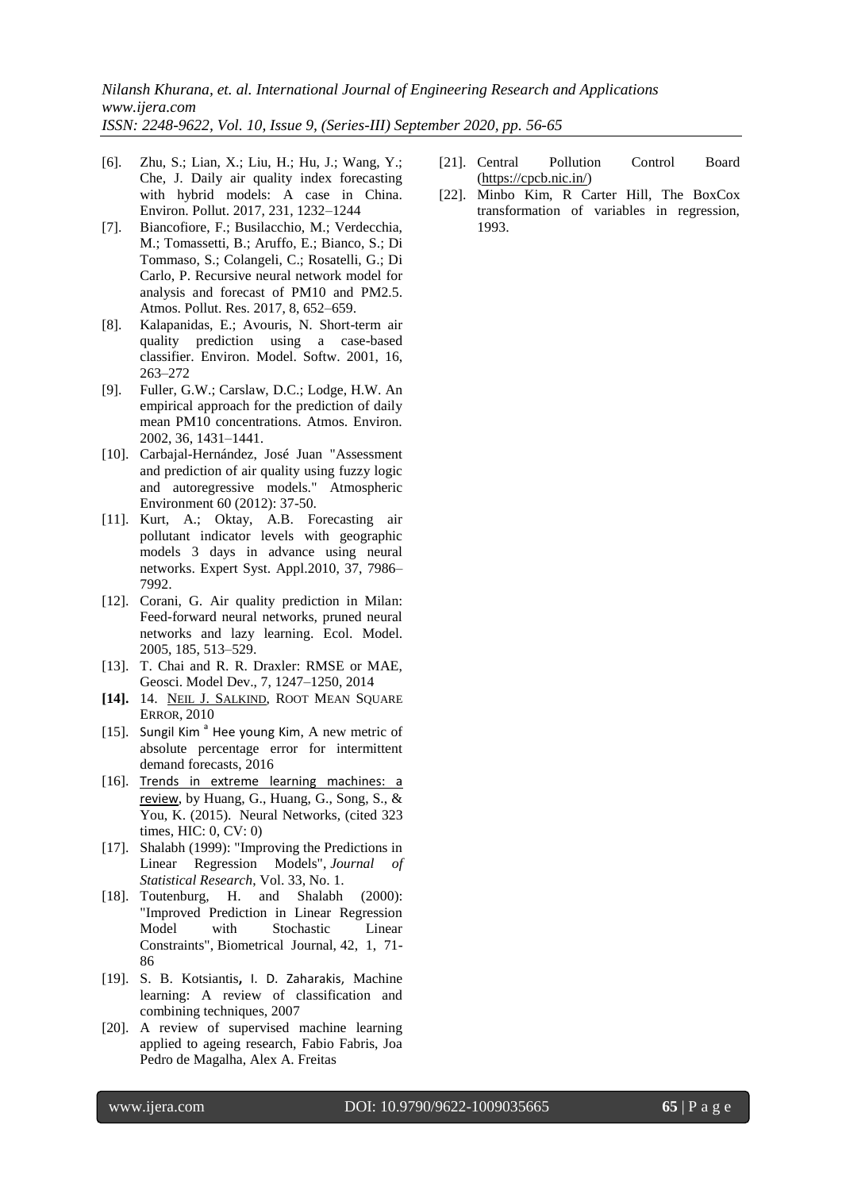[6]. Zhu, S.; Lian, X.; Liu, H.; Hu, J.; Wang, Y.; Che, J. Daily air quality index forecasting with hybrid models: A case in China. Environ. Pollut. 2017, 231, 1232–1244

[7]. Biancofiore, F.; Busilacchio, M.; Verdecchia, M.; Tomassetti, B.; Aruffo, E.; Bianco, S.; Di Tommaso, S.; Colangeli, C.; Rosatelli, G.; Di Carlo, P. Recursive neural network model for analysis and forecast of PM10 and PM2.5. Atmos. Pollut. Res. 2017, 8, 652–659.

[8]. Kalapanidas, E.; Avouris, N. Short-term air quality prediction using a case-based classifier. Environ. Model. Softw. 2001, 16, 263–272

[9]. Fuller, G.W.; Carslaw, D.C.; Lodge, H.W. An empirical approach for the prediction of daily mean PM10 concentrations. Atmos. Environ. 2002, 36, 1431–1441.

[10]. Carbajal-Hernández, José Juan "Assessment and prediction of air quality using fuzzy logic and autoregressive models." Atmospheric Environment 60 (2012): 37-50.

[11]. Kurt, A.; Oktay, A.B. Forecasting air pollutant indicator levels with geographic models 3 days in advance using neural networks. Expert Syst. Appl.2010, 37, 7986–7992.

[12]. Corani, G. Air quality prediction in Milan: Feed-forward neural networks, pruned neural networks and lazy learning. Ecol. Model. 2005, 185, 513–529.

[13]. T. Chai and R. R. Draxler: RMSE or MAE, Geosci. Model Dev., 7, 1247–1250, 2014

**[14].** 14. NEIL J. SALKIND, ROOT MEAN SQUARE ERROR, 2010

[15]. Sungil Kim [a] Hee young Kim, A new metric of absolute percentage error for intermittent demand forecasts, 2016

[16]. Trends in extreme learning machines: a review, by Huang, G., Huang, G., Song, S., & You, K. (2015). Neural Networks, (cited 323 times, HIC: 0, CV: 0)

[17]. Shalabh (1999): "Improving the Predictions in Linear Regression Models", *Journal of Statistical Research*, Vol. 33, No. 1.

[18]. Toutenburg, H. and Shalabh (2000): "Improved Prediction in Linear Regression Model with Stochastic Linear Constraints", Biometrical Journal, 42, 1, 71-86

[19]. S. B. Kotsiantis, I. D. Zaharakis, Machine learning: A review of classification and combining techniques, 2007

[20]. A review of supervised machine learning applied to ageing research, Fabio Fabris, Joa Pedro de Magalha, Alex A. Freitas

[21]. Central Pollution Control Board (https://cpcb.nic.in/)

[22]. Minbo Kim, R Carter Hill, The BoxCox transformation of variables in regression, 1993.